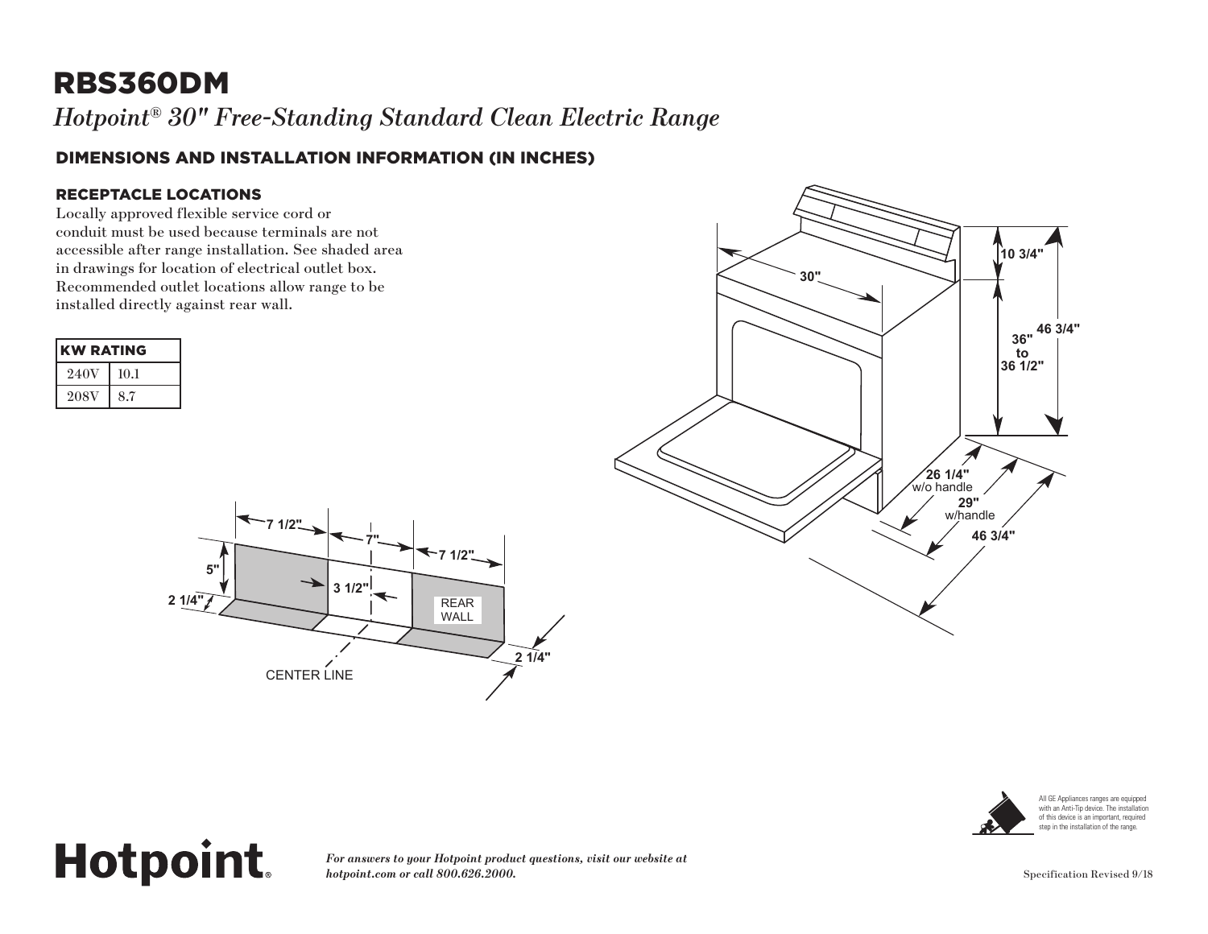# RBS360DM

*Hotpoint® 30" Free-Standing Standard Clean Electric Range*

## DIMENSIONS AND INSTALLATION INFORMATION (IN INCHES)

### RECEPTACLE LOCATIONS

Locally approved flexible service cord or conduit must be used because terminals are not accessible after range installation. See shaded area in drawings for location of electrical outlet box. Recommended outlet locations allow range to be installed directly against rear wall.

| KW RATING | |
|---|---|
| 240V | 10.1 |
| 208V | 8.7 |

30"

10 3/4"

36" to 36 1/2"

46 3/4"

26 1/4" w/o handle

29" w/handle

46 3/4"

7 1/2"

7"

7 1/2"

5"

3 1/2"

2 1/4"

REAR WALL

2 1/4"

CENTER LINE

All GE Appliances ranges are equipped with an Anti-Tip device. The installation of this device is an important, required step in the installation of the range.

**Hotpoint.**

*For answers to your Hotpoint product questions, visit our website at hotpoint.com or call 800.626.2000.*

Specification Revised 9/18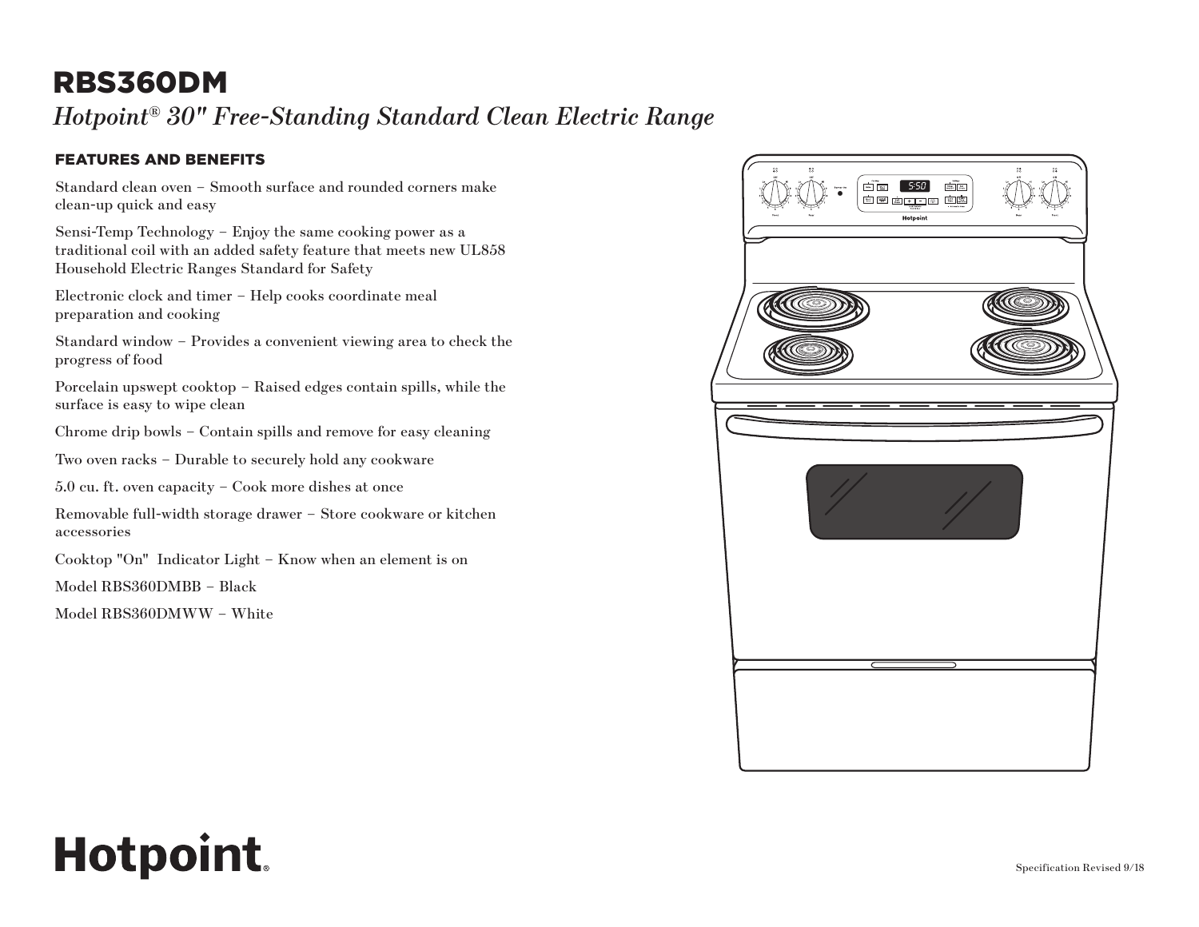# RBS360DM

*Hotpoint® 30" Free-Standing Standard Clean Electric Range*

## FEATURES AND BENEFITS

Standard clean oven – Smooth surface and rounded corners make clean-up quick and easy

Sensi-Temp Technology – Enjoy the same cooking power as a traditional coil with an added safety feature that meets new UL858 Household Electric Ranges Standard for Safety

Electronic clock and timer – Help cooks coordinate meal preparation and cooking

Standard window – Provides a convenient viewing area to check the progress of food

Porcelain upswept cooktop – Raised edges contain spills, while the surface is easy to wipe clean

Chrome drip bowls – Contain spills and remove for easy cleaning

Two oven racks – Durable to securely hold any cookware

5.0 cu. ft. oven capacity – Cook more dishes at once

Removable full-width storage drawer – Store cookware or kitchen accessories

Cooktop "On" Indicator Light – Know when an element is on

Model RBS360DMBB – Black

Model RBS360DMWW – White

Hotpoint®

Specification Revised 9/18